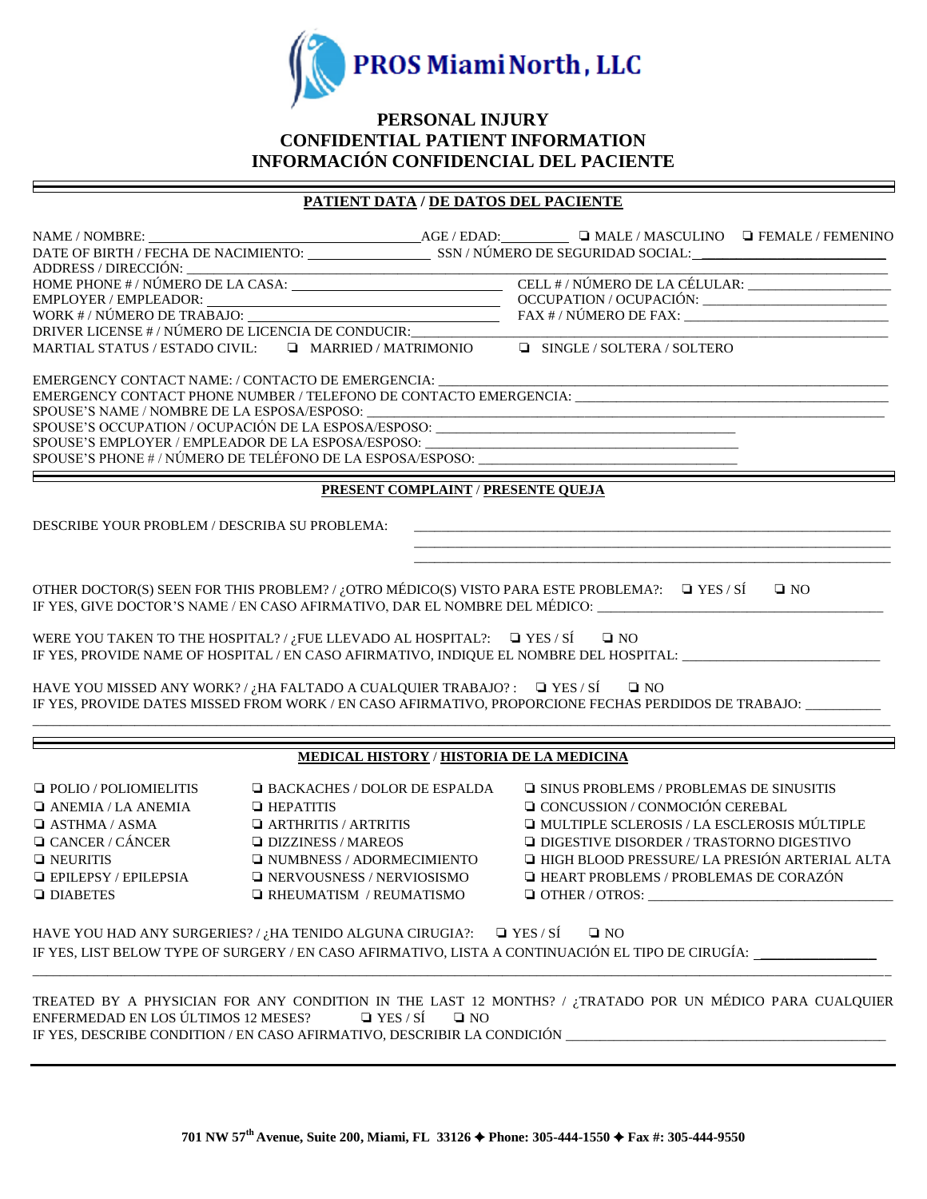**PROS Miami North, LLC**

# PERSONAL INJURY
# CONFIDENTIAL PATIENT INFORMATION
# INFORMACIÓN CONFIDENCIAL DEL PACIENTE

## PATIENT DATA / DE DATOS DEL PACIENTE

NAME / NOMBRE: ____________________ AGE / EDAD: ________ ❏ MALE / MASCULINO ❏ FEMALE / FEMENINO

DATE OF BIRTH / FECHA DE NACIMIENTO: ________________ SSN / NÚMERO DE SEGURIDAD SOCIAL: ____________________

ADDRESS / DIRECCIÓN: ____________________________________________

HOME PHONE # / NÚMERO DE LA CASA: ____________________ CELL # / NÚMERO DE LA CÉLULAR: ____________________

EMPLOYER / EMPLEADOR: ____________________ OCCUPATION / OCUPACIÓN: ____________________

WORK # / NÚMERO DE TRABAJO: ____________________ FAX # / NÚMERO DE FAX: ____________________

DRIVER LICENSE # / NÚMERO DE LICENCIA DE CONDUCIR: ____________________

MARTIAL STATUS / ESTADO CIVIL: ❏ MARRIED / MATRIMONIO ❏ SINGLE / SOLTERA / SOLTERO

EMERGENCY CONTACT NAME: / CONTACTO DE EMERGENCIA: ____________________

EMERGENCY CONTACT PHONE NUMBER / TELEFONO DE CONTACTO EMERGENCIA: ____________________

SPOUSE'S NAME / NOMBRE DE LA ESPOSA/ESPOSO: ____________________

SPOUSE'S OCCUPATION / OCUPACIÓN DE LA ESPOSA/ESPOSO: ____________________

SPOUSE'S EMPLOYER / EMPLEADOR DE LA ESPOSA/ESPOSO: ____________________

SPOUSE'S PHONE # / NÚMERO DE TELÉFONO DE LA ESPOSA/ESPOSO: ____________________

## PRESENT COMPLAINT / PRESENTE QUEJA

DESCRIBE YOUR PROBLEM / DESCRIBA SU PROBLEMA: ____________________
____________________
____________________

OTHER DOCTOR(S) SEEN FOR THIS PROBLEM? / ¿OTRO MÉDICO(S) VISTO PARA ESTE PROBLEMA?: ❏ YES / SÍ ❏ NO

IF YES, GIVE DOCTOR'S NAME / EN CASO AFIRMATIVO, DAR EL NOMBRE DEL MÉDICO: ____________________

WERE YOU TAKEN TO THE HOSPITAL? / ¿FUE LLEVADO AL HOSPITAL?: ❏ YES / SÍ ❏ NO

IF YES, PROVIDE NAME OF HOSPITAL / EN CASO AFIRMATIVO, INDIQUE EL NOMBRE DEL HOSPITAL: ____________________

HAVE YOU MISSED ANY WORK? / ¿HA FALTADO A CUALQUIER TRABAJO? : ❏ YES / SÍ ❏ NO

IF YES, PROVIDE DATES MISSED FROM WORK / EN CASO AFIRMATIVO, PROPORCIONE FECHAS PERDIDOS DE TRABAJO: __________
____________________

## MEDICAL HISTORY / HISTORIA DE LA MEDICINA

| | | |
|---|---|---|
| ❏ POLIO / POLIOMIELITIS | ❏ BACKACHES / DOLOR DE ESPALDA | ❏ SINUS PROBLEMS / PROBLEMAS DE SINUSITIS |
| ❏ ANEMIA / LA ANEMIA | ❏ HEPATITIS | ❏ CONCUSSION / CONMOCIÓN CEREBAL |
| ❏ ASTHMA / ASMA | ❏ ARTHRITIS / ARTRITIS | ❏ MULTIPLE SCLEROSIS / LA ESCLEROSIS MÚLTIPLE |
| ❏ CANCER / CÁNCER | ❏ DIZZINESS / MAREOS | ❏ DIGESTIVE DISORDER / TRASTORNO DIGESTIVO |
| ❏ NEURITIS | ❏ NUMBNESS / ADORMECIMIENTO | ❏ HIGH BLOOD PRESSURE/ LA PRESIÓN ARTERIAL ALTA |
| ❏ EPILEPSY / EPILEPSIA | ❏ NERVOUSNESS / NERVIOSISMO | ❏ HEART PROBLEMS / PROBLEMAS DE CORAZÓN |
| ❏ DIABETES | ❏ RHEUMATISM / REUMATISMO | ❏ OTHER / OTROS: ____________________ |

HAVE YOU HAD ANY SURGERIES? / ¿HA TENIDO ALGUNA CIRUGIA?: ❏ YES / SÍ ❏ NO

IF YES, LIST BELOW TYPE OF SURGERY / EN CASO AFIRMATIVO, LISTA A CONTINUACIÓN EL TIPO DE CIRUGÍA: ____________
____________________

TREATED BY A PHYSICIAN FOR ANY CONDITION IN THE LAST 12 MONTHS? / ¿TRATADO POR UN MÉDICO PARA CUALQUIER ENFERMEDAD EN LOS ÚLTIMOS 12 MESES? ❏ YES / SÍ ❏ NO

IF YES, DESCRIBE CONDITION / EN CASO AFIRMATIVO, DESCRIBIR LA CONDICIÓN ____________________

**701 NW 57th Avenue, Suite 200, Miami, FL 33126 ✦ Phone: 305-444-1550 ✦ Fax #: 305-444-9550**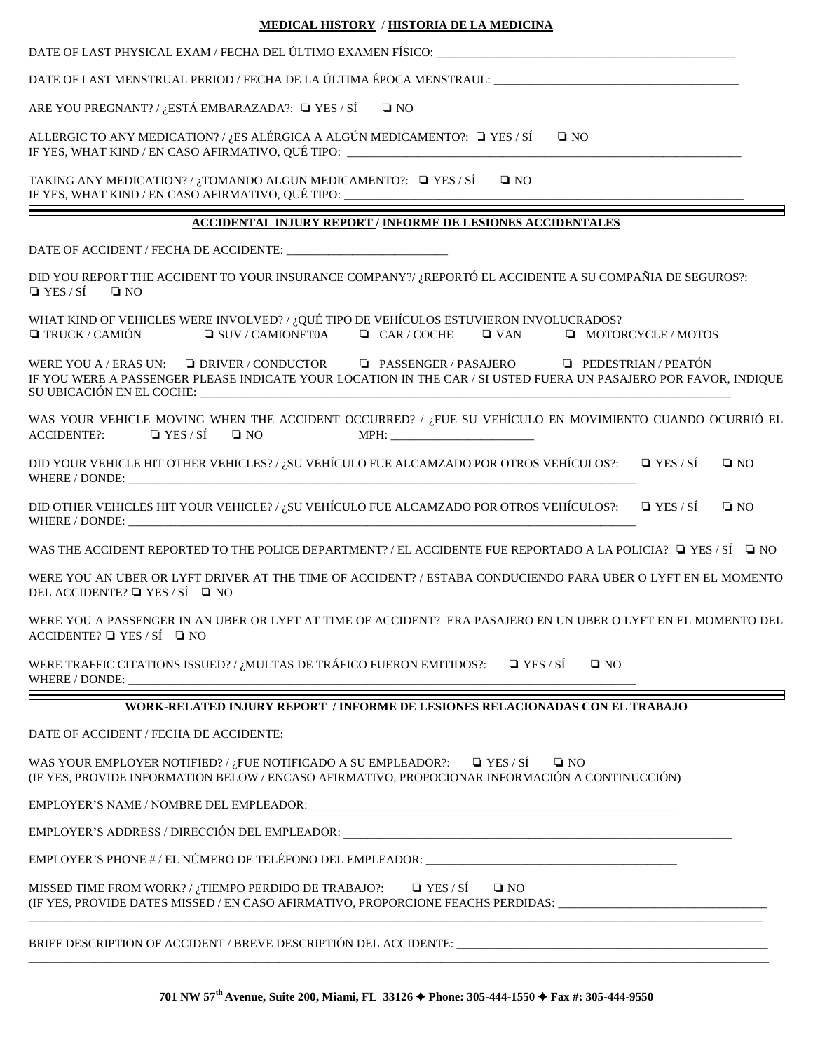## MEDICAL HISTORY / HISTORIA DE LA MEDICINA

DATE OF LAST PHYSICAL EXAM / FECHA DEL ÚLTIMO EXAMEN FÍSICO: ___________________________

DATE OF LAST MENSTRUAL PERIOD / FECHA DE LA ÚLTIMA ÉPOCA MENSTRAUL: ___________________________

ARE YOU PREGNANT? / ¿ESTÁ EMBARAZADA?: ❑ YES / SÍ ❑ NO

ALLERGIC TO ANY MEDICATION? / ¿ES ALÉRGICA A ALGÚN MEDICAMENTO?: ❑ YES / SÍ ❑ NO
IF YES, WHAT KIND / EN CASO AFIRMATIVO, QUÉ TIPO: ___________________________

TAKING ANY MEDICATION? / ¿TOMANDO ALGUN MEDICAMENTO?: ❑ YES / SÍ ❑ NO
IF YES, WHAT KIND / EN CASO AFIRMATIVO, QUÉ TIPO: ___________________________

---

## ACCIDENTAL INJURY REPORT / INFORME DE LESIONES ACCIDENTALES

DATE OF ACCIDENT / FECHA DE ACCIDENTE: ___________________________

DID YOU REPORT THE ACCIDENT TO YOUR INSURANCE COMPANY?/ ¿REPORTÓ EL ACCIDENTE A SU COMPAÑIA DE SEGUROS?:
❑ YES / SÍ ❑ NO

WHAT KIND OF VEHICLES WERE INVOLVED? / ¿QUÉ TIPO DE VEHÍCULOS ESTUVIERON INVOLUCRADOS?
❑ TRUCK / CAMIÓN ❑ SUV / CAMIONET0A ❑ CAR / COCHE ❑ VAN ❑ MOTORCYCLE / MOTOS

WERE YOU A / ERAS UN: ❑ DRIVER / CONDUCTOR ❑ PASSENGER / PASAJERO ❑ PEDESTRIAN / PEATÓN
IF YOU WERE A PASSENGER PLEASE INDICATE YOUR LOCATION IN THE CAR / SI USTED FUERA UN PASAJERO POR FAVOR, INDIQUE SU UBICACIÓN EN EL COCHE: ___________________________

WAS YOUR VEHICLE MOVING WHEN THE ACCIDENT OCCURRED? / ¿FUE SU VEHÍCULO EN MOVIMIENTO CUANDO OCURRIÓ EL ACCIDENTE?: ❑ YES / SÍ ❑ NO MPH: ___________

DID YOUR VEHICLE HIT OTHER VEHICLES? / ¿SU VEHÍCULO FUE ALCAMZADO POR OTROS VEHÍCULOS?: ❑ YES / SÍ ❑ NO
WHERE / DONDE: ___________________________

DID OTHER VEHICLES HIT YOUR VEHICLE? / ¿SU VEHÍCULO FUE ALCAMZADO POR OTROS VEHÍCULOS?: ❑ YES / SÍ ❑ NO
WHERE / DONDE: ___________________________

WAS THE ACCIDENT REPORTED TO THE POLICE DEPARTMENT? / EL ACCIDENTE FUE REPORTADO A LA POLICIA? ❑ YES / SÍ ❑ NO

WERE YOU AN UBER OR LYFT DRIVER AT THE TIME OF ACCIDENT? / ESTABA CONDUCIENDO PARA UBER O LYFT EN EL MOMENTO DEL ACCIDENTE? ❑ YES / SÍ ❑ NO

WERE YOU A PASSENGER IN AN UBER OR LYFT AT TIME OF ACCIDENT? ERA PASAJERO EN UN UBER O LYFT EN EL MOMENTO DEL ACCIDENTE? ❑ YES / SÍ ❑ NO

WERE TRAFFIC CITATIONS ISSUED? / ¿MULTAS DE TRÁFICO FUERON EMITIDOS?: ❑ YES / SÍ ❑ NO
WHERE / DONDE: ___________________________

---

## WORK-RELATED INJURY REPORT / INFORME DE LESIONES RELACIONADAS CON EL TRABAJO

DATE OF ACCIDENT / FECHA DE ACCIDENTE:

WAS YOUR EMPLOYER NOTIFIED? / ¿FUE NOTIFICADO A SU EMPLEADOR?: ❑ YES / SÍ ❑ NO
(IF YES, PROVIDE INFORMATION BELOW / ENCASO AFIRMATIVO, PROPOCIONAR INFORMACIÓN A CONTINUCCIÓN)

EMPLOYER'S NAME / NOMBRE DEL EMPLEADOR: ___________________________

EMPLOYER'S ADDRESS / DIRECCIÓN DEL EMPLEADOR: ___________________________

EMPLOYER'S PHONE # / EL NÚMERO DE TELÉFONO DEL EMPLEADOR: ___________________________

MISSED TIME FROM WORK? / ¿TIEMPO PERDIDO DE TRABAJO?: ❑ YES / SÍ ❑ NO
(IF YES, PROVIDE DATES MISSED / EN CASO AFIRMATIVO, PROPORCIONE FEACHS PERDIDAS: ___________________________
___________________________

BRIEF DESCRIPTION OF ACCIDENT / BREVE DESCRIPTIÓN DEL ACCIDENTE: ___________________________
___________________________

**701 NW 57th Avenue, Suite 200, Miami, FL 33126 ✦ Phone: 305-444-1550 ✦ Fax #: 305-444-9550**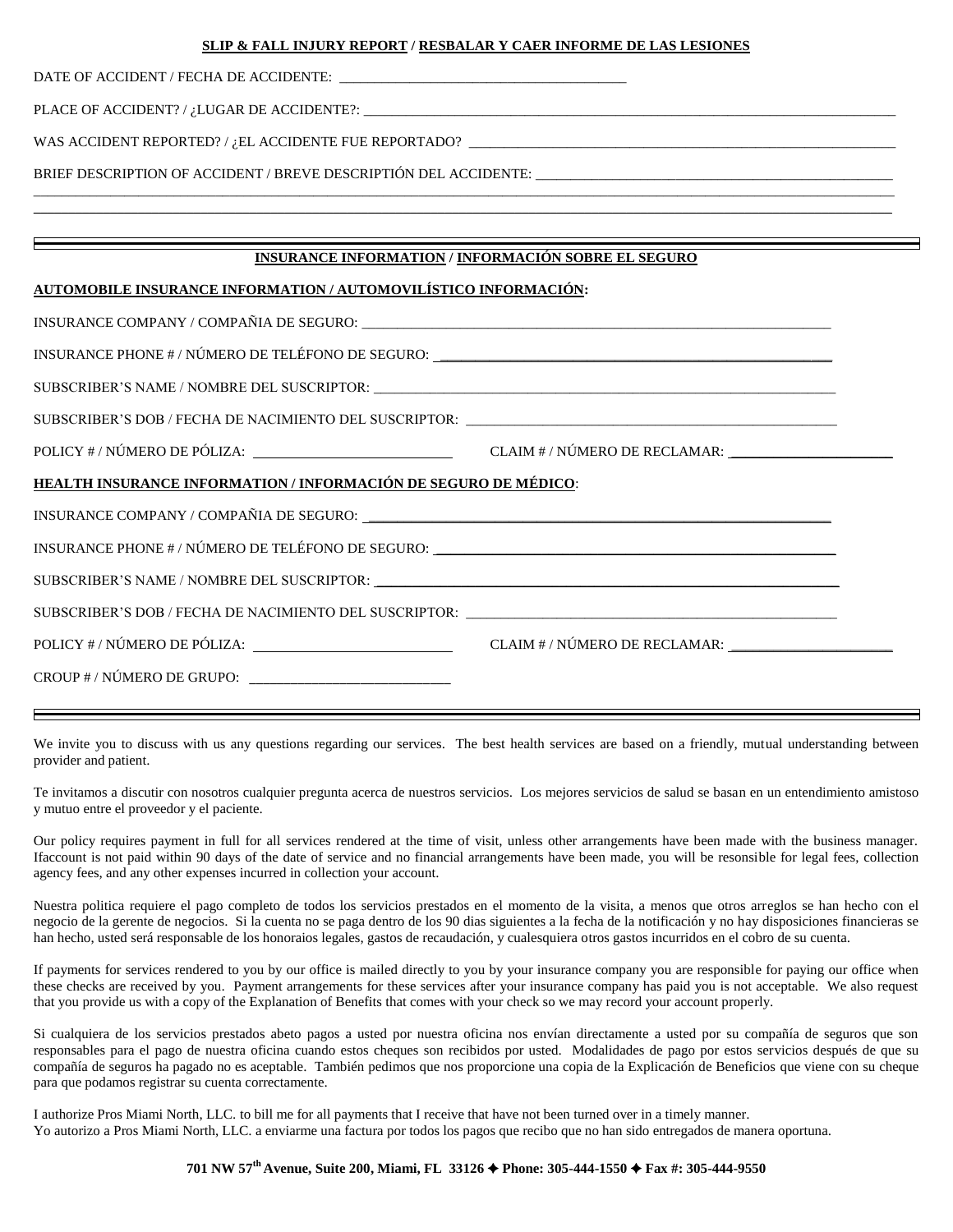**SLIP & FALL INJURY REPORT / RESBALAR Y CAER INFORME DE LAS LESIONES**

DATE OF ACCIDENT / FECHA DE ACCIDENTE: ________________________________________

PLACE OF ACCIDENT? / ¿LUGAR DE ACCIDENTE?: ________________________________________

WAS ACCIDENT REPORTED? / ¿EL ACCIDENTE FUE REPORTADO? ________________________________________

BRIEF DESCRIPTION OF ACCIDENT / BREVE DESCRIPTIÓN DEL ACCIDENTE: ________________________________________

________________________________________________________________________________

________________________________________________________________________________

---

## INSURANCE INFORMATION / INFORMACIÓN SOBRE EL SEGURO

**AUTOMOBILE INSURANCE INFORMATION / AUTOMOVILÍSTICO INFORMACIÓN:**

INSURANCE COMPANY / COMPAÑIA DE SEGURO: ________________________________________

INSURANCE PHONE # / NÚMERO DE TELÉFONO DE SEGURO: ________________________________________

SUBSCRIBER'S NAME / NOMBRE DEL SUSCRIPTOR: ________________________________________

SUBSCRIBER'S DOB / FECHA DE NACIMIENTO DEL SUSCRIPTOR: ________________________________________

POLICY # / NÚMERO DE PÓLIZA: ____________________ CLAIM # / NÚMERO DE RECLAMAR: ____________________

**HEALTH INSURANCE INFORMATION / INFORMACIÓN DE SEGURO DE MÉDICO:**

INSURANCE COMPANY / COMPAÑIA DE SEGURO: ________________________________________

INSURANCE PHONE # / NÚMERO DE TELÉFONO DE SEGURO: ________________________________________

SUBSCRIBER'S NAME / NOMBRE DEL SUSCRIPTOR: ________________________________________

SUBSCRIBER'S DOB / FECHA DE NACIMIENTO DEL SUSCRIPTOR: ________________________________________

POLICY # / NÚMERO DE PÓLIZA: ____________________ CLAIM # / NÚMERO DE RECLAMAR: ____________________

CROUP # / NÚMERO DE GRUPO: ____________________

---

We invite you to discuss with us any questions regarding our services. The best health services are based on a friendly, mutual understanding between provider and patient.

Te invitamos a discutir con nosotros cualquier pregunta acerca de nuestros servicios. Los mejores servicios de salud se basan en un entendimiento amistoso y mutuo entre el proveedor y el paciente.

Our policy requires payment in full for all services rendered at the time of visit, unless other arrangements have been made with the business manager. Ifaccount is not paid within 90 days of the date of service and no financial arrangements have been made, you will be resonsible for legal fees, collection agency fees, and any other expenses incurred in collection your account.

Nuestra politica requiere el pago completo de todos los servicios prestados en el momento de la visita, a menos que otros arreglos se han hecho con el negocio de la gerente de negocios. Si la cuenta no se paga dentro de los 90 dias siguientes a la fecha de la notificación y no hay disposiciones financieras se han hecho, usted será responsable de los honoraios legales, gastos de recaudación, y cualesquiera otros gastos incurridos en el cobro de su cuenta.

If payments for services rendered to you by our office is mailed directly to you by your insurance company you are responsible for paying our office when these checks are received by you. Payment arrangements for these services after your insurance company has paid you is not acceptable. We also request that you provide us with a copy of the Explanation of Benefits that comes with your check so we may record your account properly.

Si cualquiera de los servicios prestados abeto pagos a usted por nuestra oficina nos envían directamente a usted por su compañía de seguros que son responsables para el pago de nuestra oficina cuando estos cheques son recibidos por usted. Modalidades de pago por estos servicios después de que su compañía de seguros ha pagado no es aceptable. También pedimos que nos proporcione una copia de la Explicación de Beneficios que viene con su cheque para que podamos registrar su cuenta correctamente.

I authorize Pros Miami North, LLC. to bill me for all payments that I receive that have not been turned over in a timely manner.
Yo autorizo a Pros Miami North, LLC. a enviarme una factura por todos los pagos que recibo que no han sido entregados de manera oportuna.

**701 NW 57th Avenue, Suite 200, Miami, FL 33126 ✦ Phone: 305-444-1550 ✦ Fax #: 305-444-9550**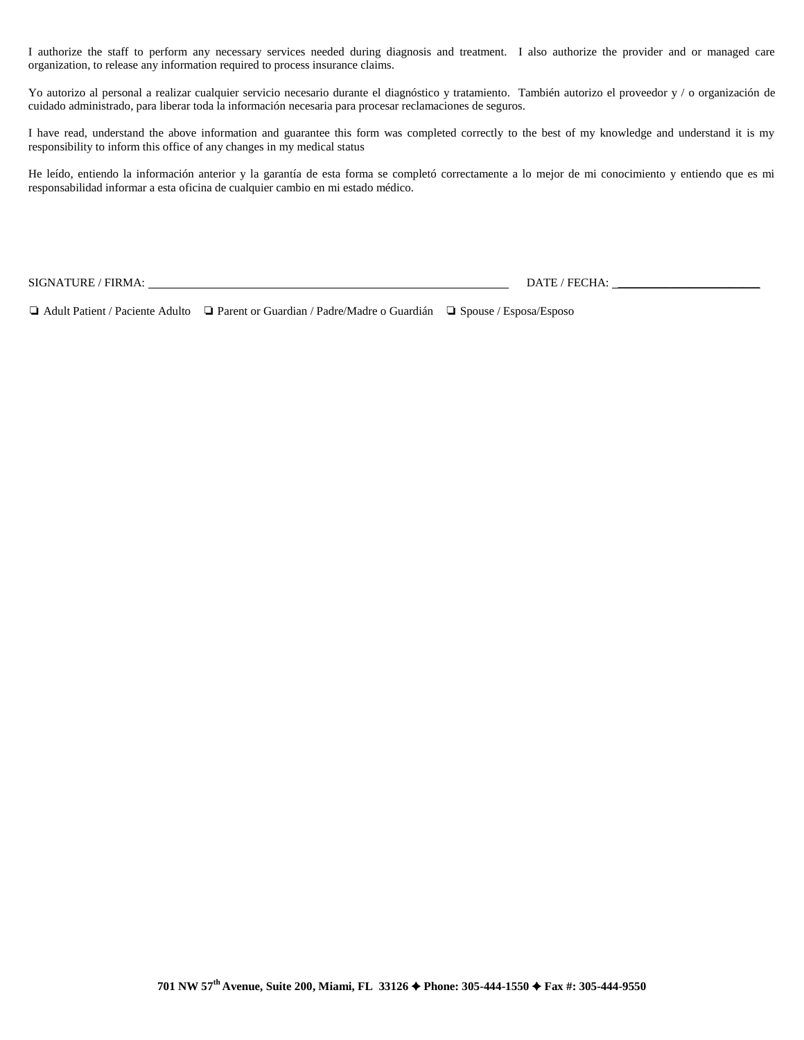I authorize the staff to perform any necessary services needed during diagnosis and treatment. I also authorize the provider and or managed care organization, to release any information required to process insurance claims.

Yo autorizo al personal a realizar cualquier servicio necesario durante el diagnóstico y tratamiento. También autorizo el proveedor y / o organización de cuidado administrado, para liberar toda la información necesaria para procesar reclamaciones de seguros.

I have read, understand the above information and guarantee this form was completed correctly to the best of my knowledge and understand it is my responsibility to inform this office of any changes in my medical status

He leído, entiendo la información anterior y la garantía de esta forma se completó correctamente a lo mejor de mi conocimiento y entiendo que es mi responsabilidad informar a esta oficina de cualquier cambio en mi estado médico.

SIGNATURE / FIRMA: ______________________________________________ DATE / FECHA: ____________________

❏ Adult Patient / Paciente Adulto ❏ Parent or Guardian / Padre/Madre o Guardián ❏ Spouse / Esposa/Esposo

**701 NW 57th Avenue, Suite 200, Miami, FL 33126 ✦ Phone: 305-444-1550 ✦ Fax #: 305-444-9550**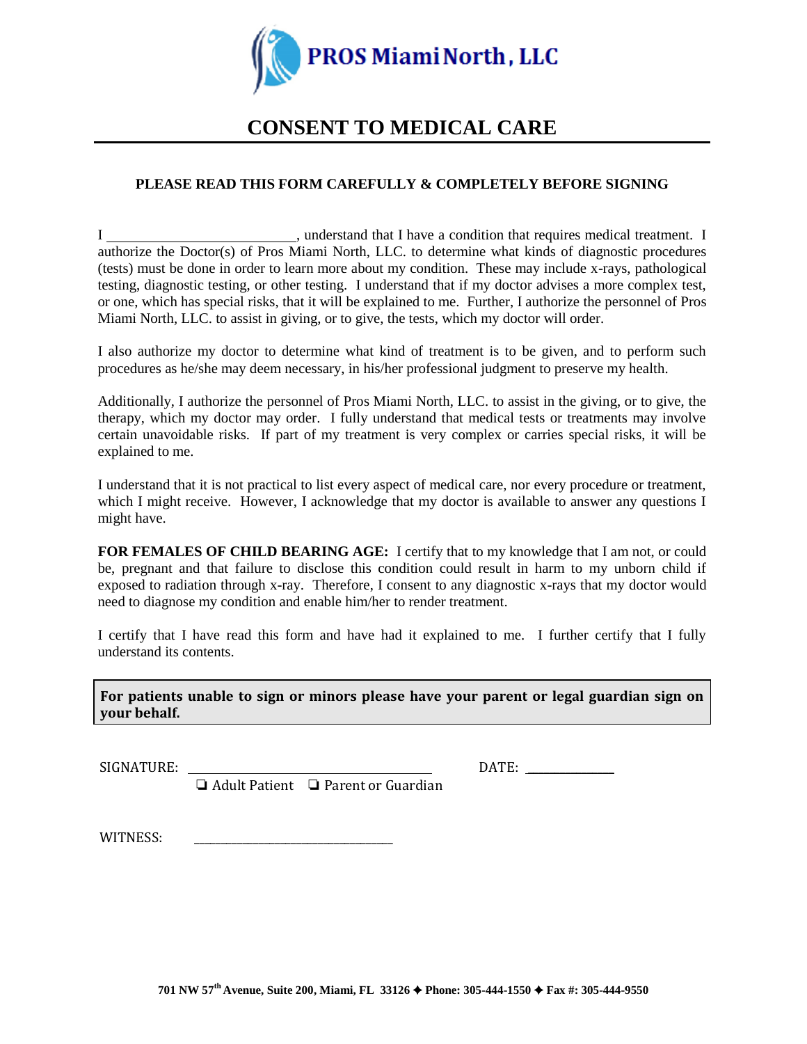**PROS Miami North, LLC**

# CONSENT TO MEDICAL CARE

**PLEASE READ THIS FORM CAREFULLY & COMPLETELY BEFORE SIGNING**

I ________________________, understand that I have a condition that requires medical treatment. I authorize the Doctor(s) of Pros Miami North, LLC. to determine what kinds of diagnostic procedures (tests) must be done in order to learn more about my condition. These may include x-rays, pathological testing, diagnostic testing, or other testing. I understand that if my doctor advises a more complex test, or one, which has special risks, that it will be explained to me. Further, I authorize the personnel of Pros Miami North, LLC. to assist in giving, or to give, the tests, which my doctor will order.

I also authorize my doctor to determine what kind of treatment is to be given, and to perform such procedures as he/she may deem necessary, in his/her professional judgment to preserve my health.

Additionally, I authorize the personnel of Pros Miami North, LLC. to assist in the giving, or to give, the therapy, which my doctor may order. I fully understand that medical tests or treatments may involve certain unavoidable risks. If part of my treatment is very complex or carries special risks, it will be explained to me.

I understand that it is not practical to list every aspect of medical care, nor every procedure or treatment, which I might receive. However, I acknowledge that my doctor is available to answer any questions I might have.

**FOR FEMALES OF CHILD BEARING AGE:** I certify that to my knowledge that I am not, or could be, pregnant and that failure to disclose this condition could result in harm to my unborn child if exposed to radiation through x-ray. Therefore, I consent to any diagnostic x-rays that my doctor would need to diagnose my condition and enable him/her to render treatment.

I certify that I have read this form and have had it explained to me. I further certify that I fully understand its contents.

**For patients unable to sign or minors please have your parent or legal guardian sign on your behalf.**

SIGNATURE: ______________________________ DATE: ____________

❏ Adult Patient ❏ Parent or Guardian

WITNESS: ______________________________

701 NW 57th Avenue, Suite 200, Miami, FL 33126 ✦ Phone: 305-444-1550 ✦ Fax #: 305-444-9550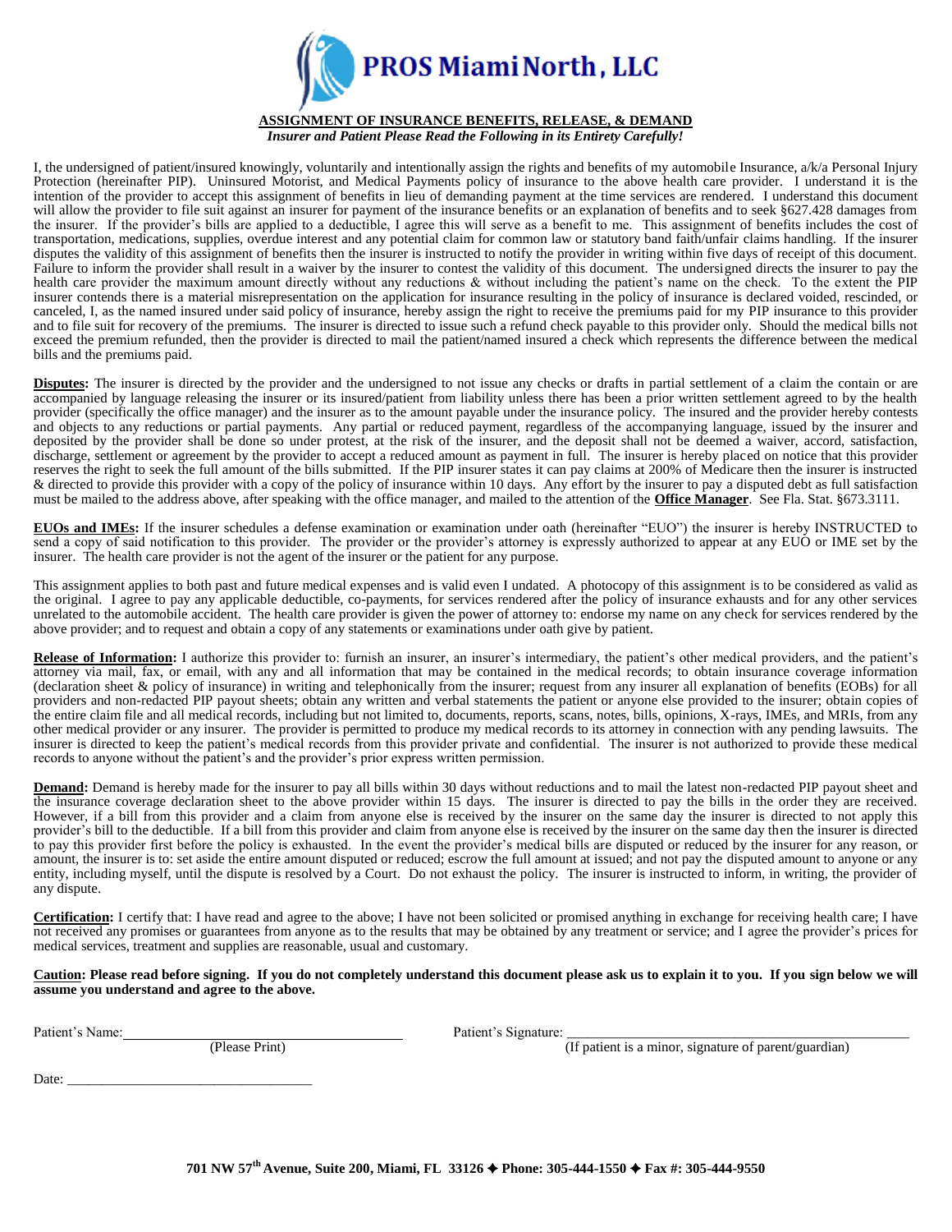# PROS Miami North, LLC

**ASSIGNMENT OF INSURANCE BENEFITS, RELEASE, & DEMAND**

***Insurer and Patient Please Read the Following in its Entirety Carefully!***

I, the undersigned of patient/insured knowingly, voluntarily and intentionally assign the rights and benefits of my automobile Insurance, a/k/a Personal Injury Protection (hereinafter PIP). Uninsured Motorist, and Medical Payments policy of insurance to the above health care provider. I understand it is the intention of the provider to accept this assignment of benefits in lieu of demanding payment at the time services are rendered. I understand this document will allow the provider to file suit against an insurer for payment of the insurance benefits or an explanation of benefits and to seek §627.428 damages from the insurer. If the provider's bills are applied to a deductible, I agree this will serve as a benefit to me. This assignment of benefits includes the cost of transportation, medications, supplies, overdue interest and any potential claim for common law or statutory band faith/unfair claims handling. If the insurer disputes the validity of this assignment of benefits then the insurer is instructed to notify the provider in writing within five days of receipt of this document. Failure to inform the provider shall result in a waiver by the insurer to contest the validity of this document. The undersigned directs the insurer to pay the health care provider the maximum amount directly without any reductions & without including the patient's name on the check. To the extent the PIP insurer contends there is a material misrepresentation on the application for insurance resulting in the policy of insurance is declared voided, rescinded, or canceled, I, as the named insured under said policy of insurance, hereby assign the right to receive the premiums paid for my PIP insurance to this provider and to file suit for recovery of the premiums. The insurer is directed to issue such a refund check payable to this provider only. Should the medical bills not exceed the premium refunded, then the provider is directed to mail the patient/named insured a check which represents the difference between the medical bills and the premiums paid.

**Disputes:** The insurer is directed by the provider and the undersigned to not issue any checks or drafts in partial settlement of a claim the contain or are accompanied by language releasing the insurer or its insured/patient from liability unless there has been a prior written settlement agreed to by the health provider (specifically the office manager) and the insurer as to the amount payable under the insurance policy. The insured and the provider hereby contests and objects to any reductions or partial payments. Any partial or reduced payment, regardless of the accompanying language, issued by the insurer and deposited by the provider shall be done so under protest, at the risk of the insurer, and the deposit shall not be deemed a waiver, accord, satisfaction, discharge, settlement or agreement by the provider to accept a reduced amount as payment in full. The insurer is hereby placed on notice that this provider reserves the right to seek the full amount of the bills submitted. If the PIP insurer states it can pay claims at 200% of Medicare then the insurer is instructed & directed to provide this provider with a copy of the policy of insurance within 10 days. Any effort by the insurer to pay a disputed debt as full satisfaction must be mailed to the address above, after speaking with the office manager, and mailed to the attention of the **Office Manager**. See Fla. Stat. §673.3111.

**EUOs and IMEs:** If the insurer schedules a defense examination or examination under oath (hereinafter "EUO") the insurer is hereby INSTRUCTED to send a copy of said notification to this provider. The provider or the provider's attorney is expressly authorized to appear at any EUO or IME set by the insurer. The health care provider is not the agent of the insurer or the patient for any purpose.

This assignment applies to both past and future medical expenses and is valid even I undated. A photocopy of this assignment is to be considered as valid as the original. I agree to pay any applicable deductible, co-payments, for services rendered after the policy of insurance exhausts and for any other services unrelated to the automobile accident. The health care provider is given the power of attorney to: endorse my name on any check for services rendered by the above provider; and to request and obtain a copy of any statements or examinations under oath give by patient.

**Release of Information:** I authorize this provider to: furnish an insurer, an insurer's intermediary, the patient's other medical providers, and the patient's attorney via mail, fax, or email, with any and all information that may be contained in the medical records; to obtain insurance coverage information (declaration sheet & policy of insurance) in writing and telephonically from the insurer; request from any insurer all explanation of benefits (EOBs) for all providers and non-redacted PIP payout sheets; obtain any written and verbal statements the patient or anyone else provided to the insurer; obtain copies of the entire claim file and all medical records, including but not limited to, documents, reports, scans, notes, bills, opinions, X-rays, IMEs, and MRIs, from any other medical provider or any insurer. The provider is permitted to produce my medical records to its attorney in connection with any pending lawsuits. The insurer is directed to keep the patient's medical records from this provider private and confidential. The insurer is not authorized to provide these medical records to anyone without the patient's and the provider's prior express written permission.

**Demand:** Demand is hereby made for the insurer to pay all bills within 30 days without reductions and to mail the latest non-redacted PIP payout sheet and the insurance coverage declaration sheet to the above provider within 15 days. The insurer is directed to pay the bills in the order they are received. However, if a bill from this provider and a claim from anyone else is received by the insurer on the same day the insurer is directed to not apply this provider's bill to the deductible. If a bill from this provider and claim from anyone else is received by the insurer on the same day then the insurer is directed to pay this provider first before the policy is exhausted. In the event the provider's medical bills are disputed or reduced by the insurer for any reason, or amount, the insurer is to: set aside the entire amount disputed or reduced; escrow the full amount at issued; and not pay the disputed amount to anyone or any entity, including myself, until the dispute is resolved by a Court. Do not exhaust the policy. The insurer is instructed to inform, in writing, the provider of any dispute.

**Certification:** I certify that: I have read and agree to the above; I have not been solicited or promised anything in exchange for receiving health care; I have not received any promises or guarantees from anyone as to the results that may be obtained by any treatment or service; and I agree the provider's prices for medical services, treatment and supplies are reasonable, usual and customary.

**Caution: Please read before signing. If you do not completely understand this document please ask us to explain it to you. If you sign below we will assume you understand and agree to the above.**

Patient's Name: ______________________________ (Please Print)

Patient's Signature: ______________________________ (If patient is a minor, signature of parent/guardian)

Date: ______________________________

**701 NW 57th Avenue, Suite 200, Miami, FL 33126 ✦ Phone: 305-444-1550 ✦ Fax #: 305-444-9550**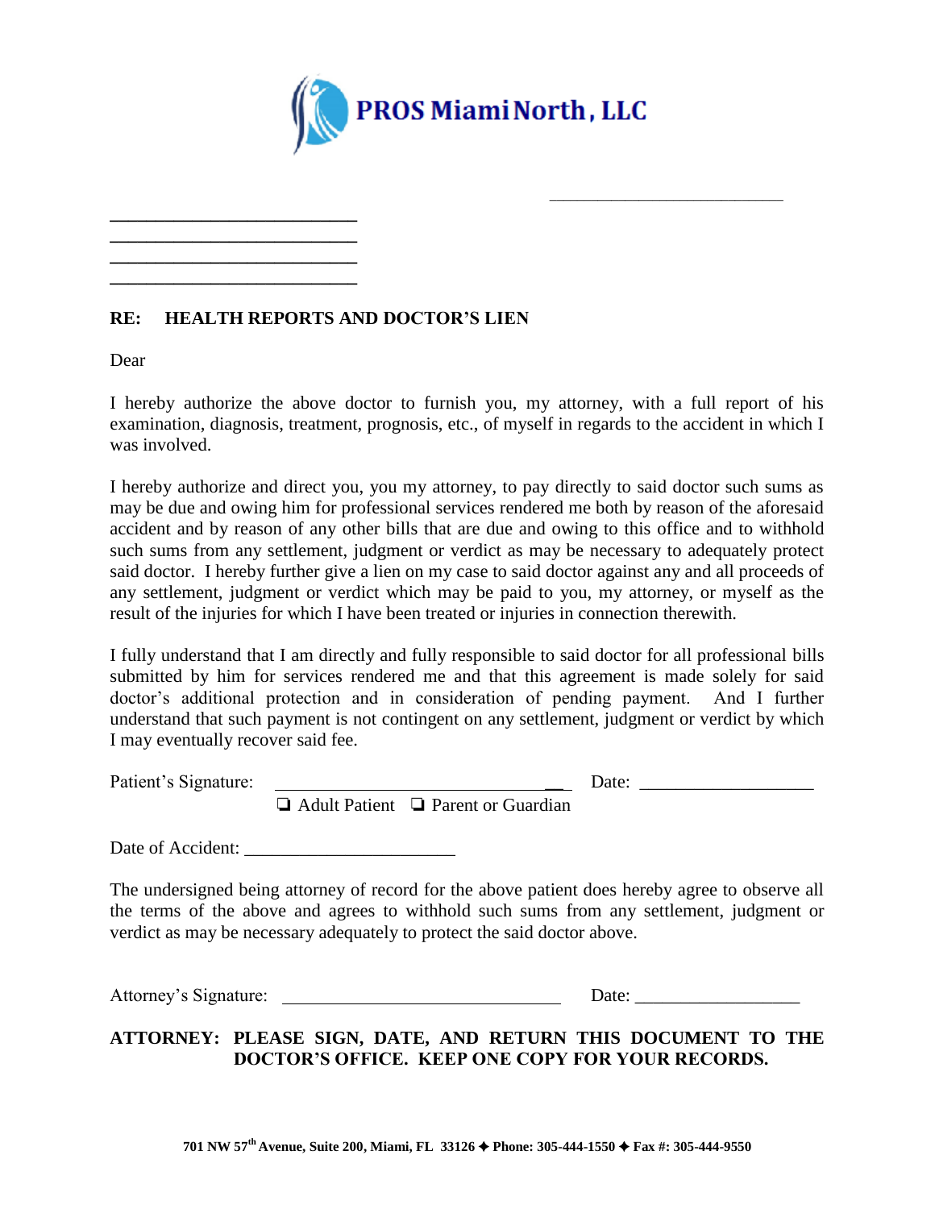**PROS Miami North, LLC**

\_\_\_\_\_\_\_\_\_\_\_\_\_\_\_\_\_\_\_\_\_\_\_\_\_\_\_\_

\_\_\_\_\_\_\_\_\_\_\_\_\_\_\_\_\_\_\_\_\_\_\_\_\_\_\_\_
\_\_\_\_\_\_\_\_\_\_\_\_\_\_\_\_\_\_\_\_\_\_\_\_\_\_\_\_
\_\_\_\_\_\_\_\_\_\_\_\_\_\_\_\_\_\_\_\_\_\_\_\_\_\_\_\_
\_\_\_\_\_\_\_\_\_\_\_\_\_\_\_\_\_\_\_\_\_\_\_\_\_\_\_\_

**RE: HEALTH REPORTS AND DOCTOR'S LIEN**

Dear

I hereby authorize the above doctor to furnish you, my attorney, with a full report of his examination, diagnosis, treatment, prognosis, etc., of myself in regards to the accident in which I was involved.

I hereby authorize and direct you, you my attorney, to pay directly to said doctor such sums as may be due and owing him for professional services rendered me both by reason of the aforesaid accident and by reason of any other bills that are due and owing to this office and to withhold such sums from any settlement, judgment or verdict as may be necessary to adequately protect said doctor. I hereby further give a lien on my case to said doctor against any and all proceeds of any settlement, judgment or verdict which may be paid to you, my attorney, or myself as the result of the injuries for which I have been treated or injuries in connection therewith.

I fully understand that I am directly and fully responsible to said doctor for all professional bills submitted by him for services rendered me and that this agreement is made solely for said doctor's additional protection and in consideration of pending payment. And I further understand that such payment is not contingent on any settlement, judgment or verdict by which I may eventually recover said fee.

Patient's Signature: \_\_\_\_\_\_\_\_\_\_\_\_\_\_\_\_\_\_\_\_\_\_\_\_\_\_\_\_\_\_ Date: \_\_\_\_\_\_\_\_\_\_\_\_\_\_\_\_\_\_\_

❑ Adult Patient ❑ Parent or Guardian

Date of Accident: \_\_\_\_\_\_\_\_\_\_\_\_\_\_\_\_\_\_\_\_\_\_\_

The undersigned being attorney of record for the above patient does hereby agree to observe all the terms of the above and agrees to withhold such sums from any settlement, judgment or verdict as may be necessary adequately to protect the said doctor above.

Attorney's Signature: \_\_\_\_\_\_\_\_\_\_\_\_\_\_\_\_\_\_\_\_\_\_\_\_\_\_\_\_\_\_\_\_ Date: \_\_\_\_\_\_\_\_\_\_\_\_\_\_\_\_\_\_

**ATTORNEY: PLEASE SIGN, DATE, AND RETURN THIS DOCUMENT TO THE DOCTOR'S OFFICE. KEEP ONE COPY FOR YOUR RECORDS.**

**701 NW 57th Avenue, Suite 200, Miami, FL 33126 ✦ Phone: 305-444-1550 ✦ Fax #: 305-444-9550**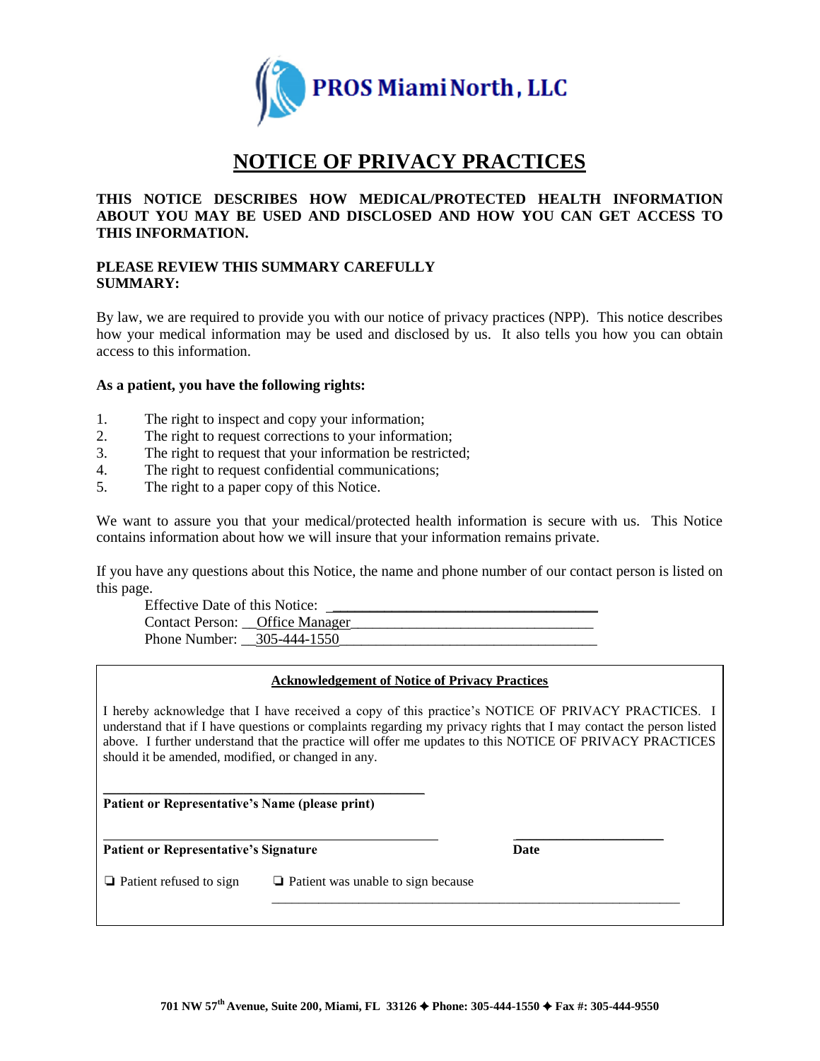**PROS Miami North, LLC**

# NOTICE OF PRIVACY PRACTICES

**THIS NOTICE DESCRIBES HOW MEDICAL/PROTECTED HEALTH INFORMATION ABOUT YOU MAY BE USED AND DISCLOSED AND HOW YOU CAN GET ACCESS TO THIS INFORMATION.**

**PLEASE REVIEW THIS SUMMARY CAREFULLY**
**SUMMARY:**

By law, we are required to provide you with our notice of privacy practices (NPP). This notice describes how your medical information may be used and disclosed by us. It also tells you how you can obtain access to this information.

**As a patient, you have the following rights:**

1. The right to inspect and copy your information;
2. The right to request corrections to your information;
3. The right to request that your information be restricted;
4. The right to request confidential communications;
5. The right to a paper copy of this Notice.

We want to assure you that your medical/protected health information is secure with us. This Notice contains information about how we will insure that your information remains private.

If you have any questions about this Notice, the name and phone number of our contact person is listed on this page.

Effective Date of this Notice: ___________________________________
Contact Person: __Office Manager________________________________
Phone Number: __305-444-1550__________________________________

**Acknowledgement of Notice of Privacy Practices**

I hereby acknowledge that I have received a copy of this practice's NOTICE OF PRIVACY PRACTICES. I understand that if I have questions or complaints regarding my privacy rights that I may contact the person listed above. I further understand that the practice will offer me updates to this NOTICE OF PRIVACY PRACTICES should it be amended, modified, or changed in any.

______________________________________________
**Patient or Representative's Name (please print)**

______________________________________________ ____________________
**Patient or Representative's Signature** **Date**

❏ Patient refused to sign ❏ Patient was unable to sign because ____________________________________________

**701 NW 57th Avenue, Suite 200, Miami, FL 33126 ✦ Phone: 305-444-1550 ✦ Fax #: 305-444-9550**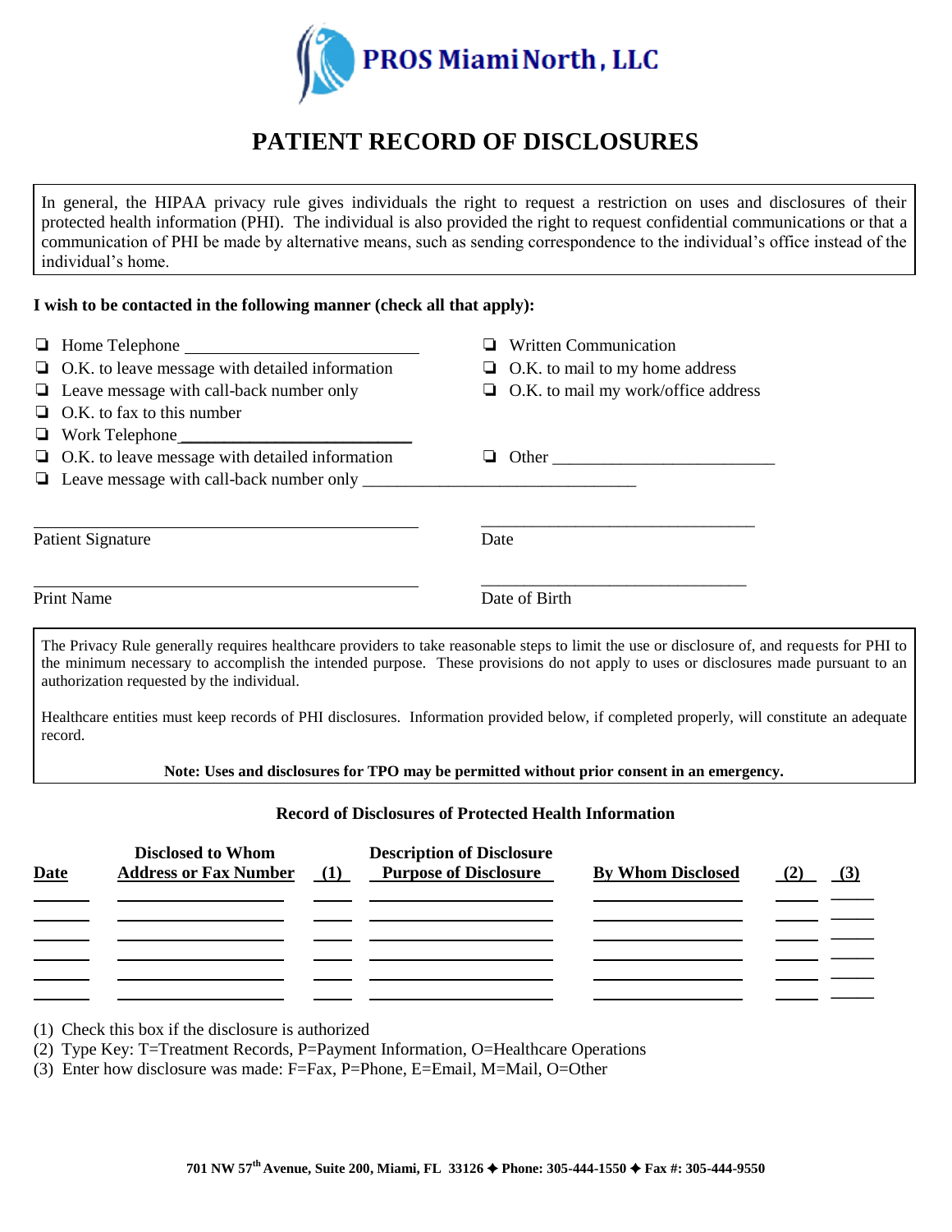PROS Miami North, LLC

# PATIENT RECORD OF DISCLOSURES

In general, the HIPAA privacy rule gives individuals the right to request a restriction on uses and disclosures of their protected health information (PHI). The individual is also provided the right to request confidential communications or that a communication of PHI be made by alternative means, such as sending correspondence to the individual's office instead of the individual's home.

**I wish to be contacted in the following manner (check all that apply):**

- ❑ Home Telephone ____________________________
- ❑ O.K. to leave message with detailed information
- ❑ Leave message with call-back number only
- ❑ O.K. to fax to this number
- ❑ Work Telephone____________________________
- ❑ O.K. to leave message with detailed information
- ❑ Leave message with call-back number only ________________________________

- ❑ Written Communication
- ❑ O.K. to mail to my home address
- ❑ O.K. to mail my work/office address
- ❑ Other ___________________________

______________________________ ______________________________

Patient Signature Date

______________________________ ______________________________

Print Name Date of Birth

The Privacy Rule generally requires healthcare providers to take reasonable steps to limit the use or disclosure of, and requests for PHI to the minimum necessary to accomplish the intended purpose. These provisions do not apply to uses or disclosures made pursuant to an authorization requested by the individual.

Healthcare entities must keep records of PHI disclosures. Information provided below, if completed properly, will constitute an adequate record.

**Note: Uses and disclosures for TPO may be permitted without prior consent in an emergency.**

**Record of Disclosures of Protected Health Information**

| Date | Disclosed to Whom Address or Fax Number | (1) | Description of Disclosure Purpose of Disclosure | By Whom Disclosed | (2) | (3) |
|---|---|---|---|---|---|---|
| | | | | | | |
| | | | | | | |
| | | | | | | |
| | | | | | | |
| | | | | | | |

(1) Check this box if the disclosure is authorized
(2) Type Key: T=Treatment Records, P=Payment Information, O=Healthcare Operations
(3) Enter how disclosure was made: F=Fax, P=Phone, E=Email, M=Mail, O=Other

**701 NW 57th Avenue, Suite 200, Miami, FL 33126 ✦ Phone: 305-444-1550 ✦ Fax #: 305-444-9550**